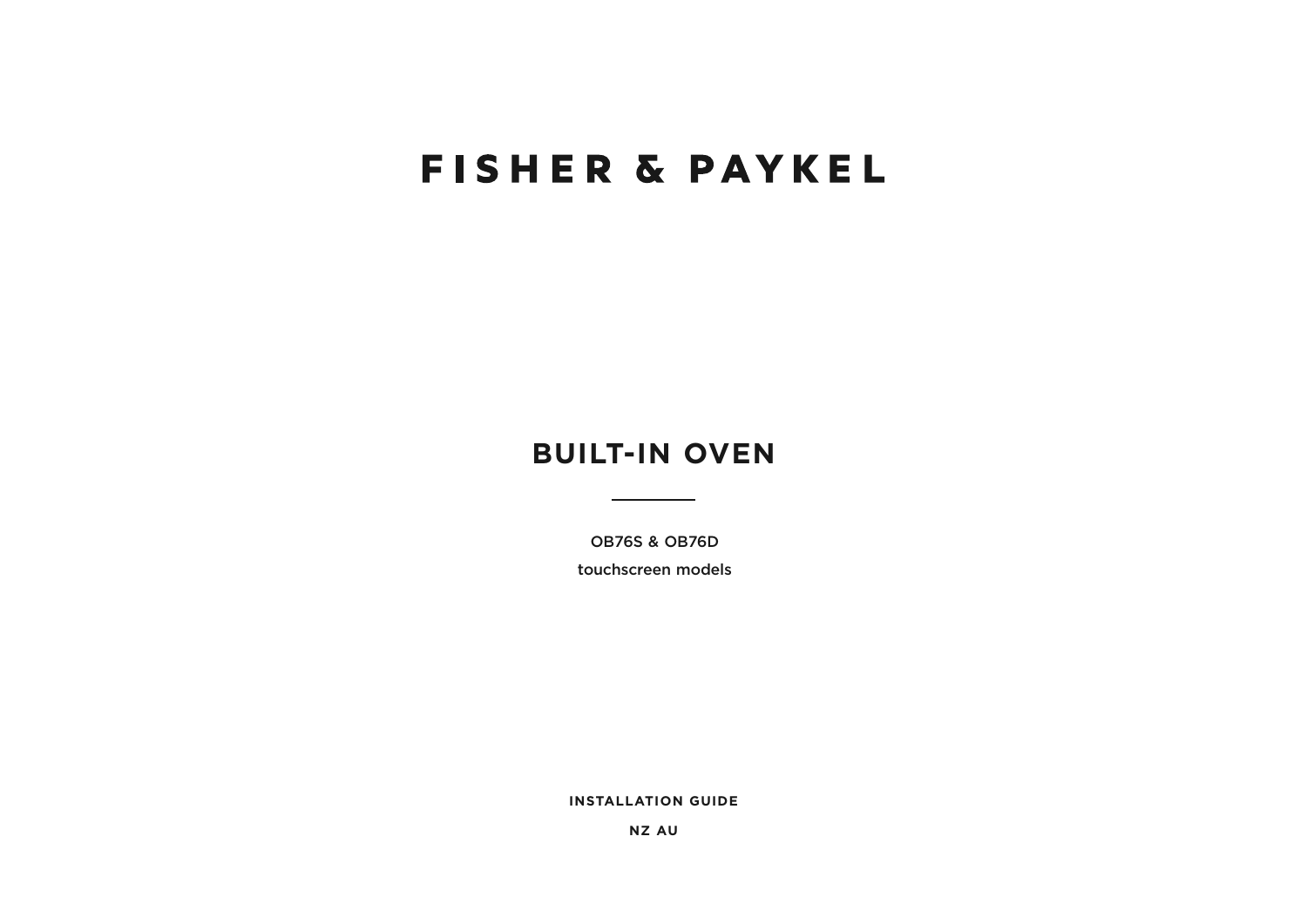# FISHER & PAYKEL

## BUILT-IN OVEN

OB76S & OB76D
touchscreen models

**INSTALLATION GUIDE**

**NZ AU**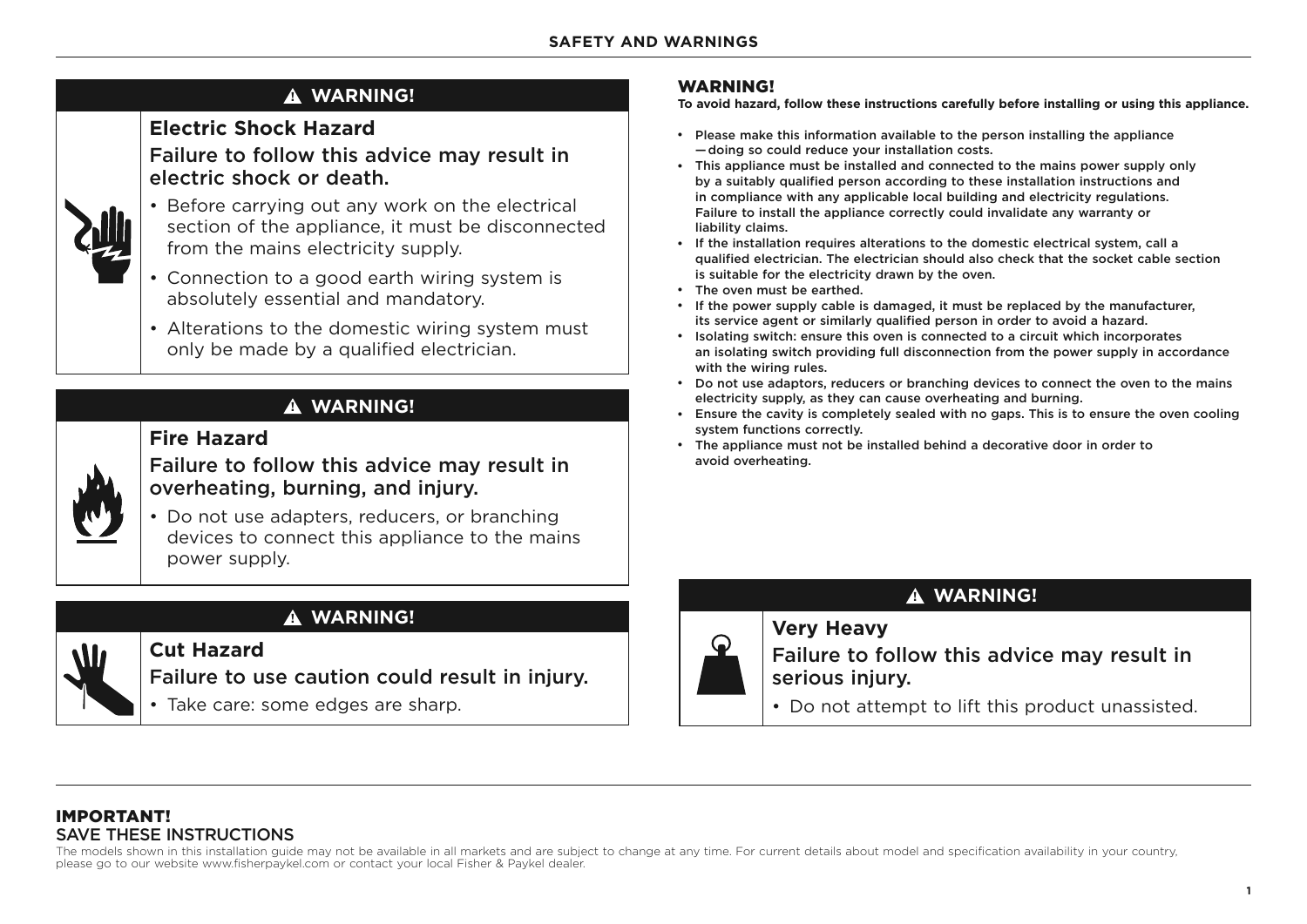## ⚠ WARNING!

### Electric Shock Hazard

Failure to follow this advice may result in electric shock or death.

- Before carrying out any work on the electrical section of the appliance, it must be disconnected from the mains electricity supply.
- Connection to a good earth wiring system is absolutely essential and mandatory.
- Alterations to the domestic wiring system must only be made by a qualified electrician.

## ⚠ WARNING!

### Fire Hazard

Failure to follow this advice may result in overheating, burning, and injury.

- Do not use adapters, reducers, or branching devices to connect this appliance to the mains power supply.

## ⚠ WARNING!

### Cut Hazard

Failure to use caution could result in injury.

- Take care: some edges are sharp.

## WARNING!

**To avoid hazard, follow these instructions carefully before installing or using this appliance.**

- Please make this information available to the person installing the appliance —doing so could reduce your installation costs.
- This appliance must be installed and connected to the mains power supply only by a suitably qualified person according to these installation instructions and in compliance with any applicable local building and electricity regulations. Failure to install the appliance correctly could invalidate any warranty or liability claims.
- If the installation requires alterations to the domestic electrical system, call a qualified electrician. The electrician should also check that the socket cable section is suitable for the electricity drawn by the oven.
- The oven must be earthed.
- If the power supply cable is damaged, it must be replaced by the manufacturer, its service agent or similarly qualified person in order to avoid a hazard.
- Isolating switch: ensure this oven is connected to a circuit which incorporates an isolating switch providing full disconnection from the power supply in accordance with the wiring rules.
- Do not use adaptors, reducers or branching devices to connect the oven to the mains electricity supply, as they can cause overheating and burning.
- Ensure the cavity is completely sealed with no gaps. This is to ensure the oven cooling system functions correctly.
- The appliance must not be installed behind a decorative door in order to avoid overheating.

## ⚠ WARNING!

### Very Heavy

Failure to follow this advice may result in serious injury.

- Do not attempt to lift this product unassisted.

**IMPORTANT!**
SAVE THESE INSTRUCTIONS

The models shown in this installation guide may not be available in all markets and are subject to change at any time. For current details about model and specification availability in your country, please go to our website www.fisherpaykel.com or contact your local Fisher & Paykel dealer.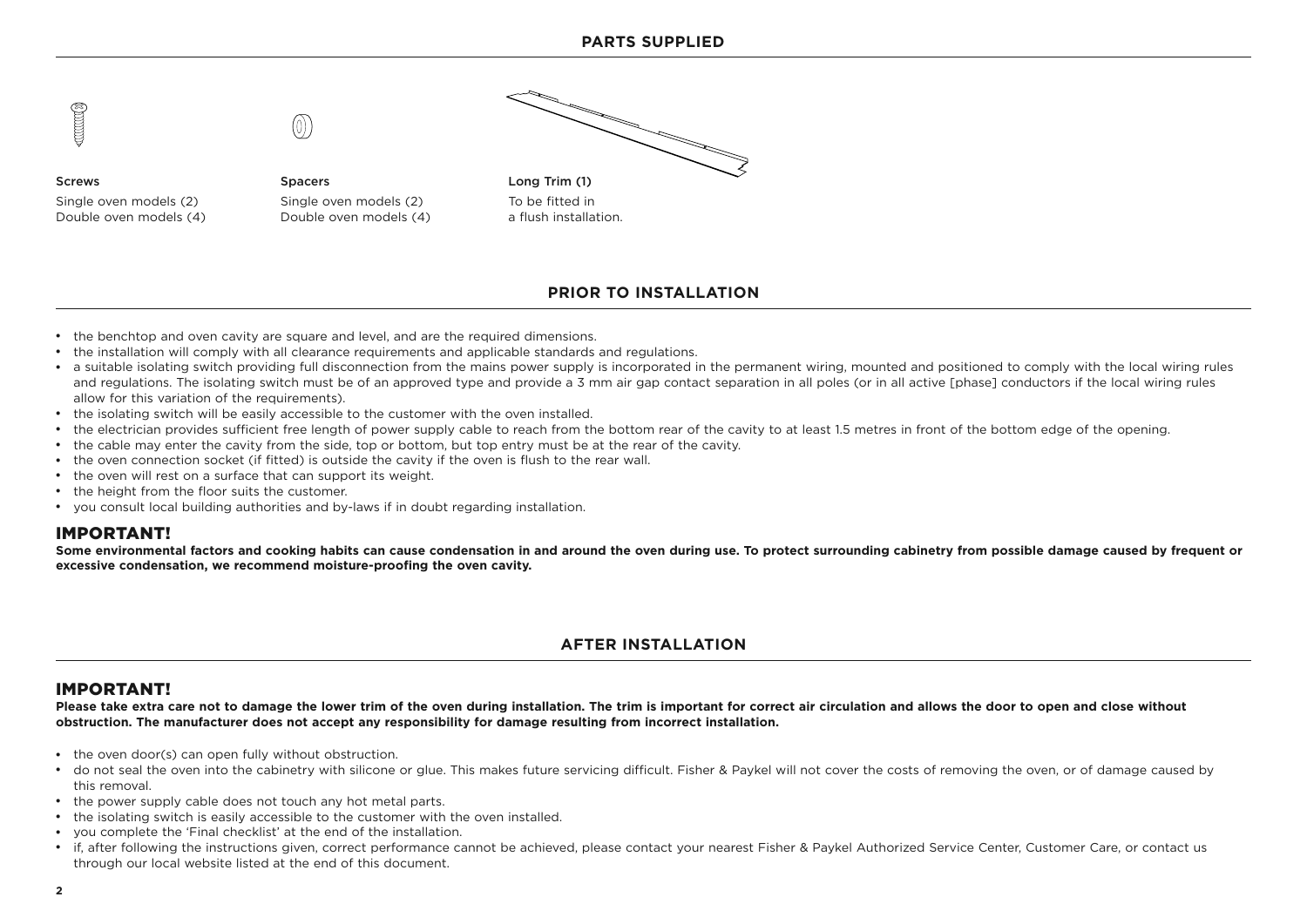## PARTS SUPPLIED

**Screws**
Single oven models (2)
Double oven models (4)

**Spacers**
Single oven models (2)
Double oven models (4)

**Long Trim (1)**
To be fitted in a flush installation.

## PRIOR TO INSTALLATION

- the benchtop and oven cavity are square and level, and are the required dimensions.
- the installation will comply with all clearance requirements and applicable standards and regulations.
- a suitable isolating switch providing full disconnection from the mains power supply is incorporated in the permanent wiring, mounted and positioned to comply with the local wiring rules and regulations. The isolating switch must be of an approved type and provide a 3 mm air gap contact separation in all poles (or in all active [phase] conductors if the local wiring rules allow for this variation of the requirements).
- the isolating switch will be easily accessible to the customer with the oven installed.
- the electrician provides sufficient free length of power supply cable to reach from the bottom rear of the cavity to at least 1.5 metres in front of the bottom edge of the opening.
- the cable may enter the cavity from the side, top or bottom, but top entry must be at the rear of the cavity.
- the oven connection socket (if fitted) is outside the cavity if the oven is flush to the rear wall.
- the oven will rest on a surface that can support its weight.
- the height from the floor suits the customer.
- you consult local building authorities and by-laws if in doubt regarding installation.

### IMPORTANT!

**Some environmental factors and cooking habits can cause condensation in and around the oven during use. To protect surrounding cabinetry from possible damage caused by frequent or excessive condensation, we recommend moisture-proofing the oven cavity.**

## AFTER INSTALLATION

### IMPORTANT!

**Please take extra care not to damage the lower trim of the oven during installation. The trim is important for correct air circulation and allows the door to open and close without obstruction. The manufacturer does not accept any responsibility for damage resulting from incorrect installation.**

- the oven door(s) can open fully without obstruction.
- do not seal the oven into the cabinetry with silicone or glue. This makes future servicing difficult. Fisher & Paykel will not cover the costs of removing the oven, or of damage caused by this removal.
- the power supply cable does not touch any hot metal parts.
- the isolating switch is easily accessible to the customer with the oven installed.
- you complete the 'Final checklist' at the end of the installation.
- if, after following the instructions given, correct performance cannot be achieved, please contact your nearest Fisher & Paykel Authorized Service Center, Customer Care, or contact us through our local website listed at the end of this document.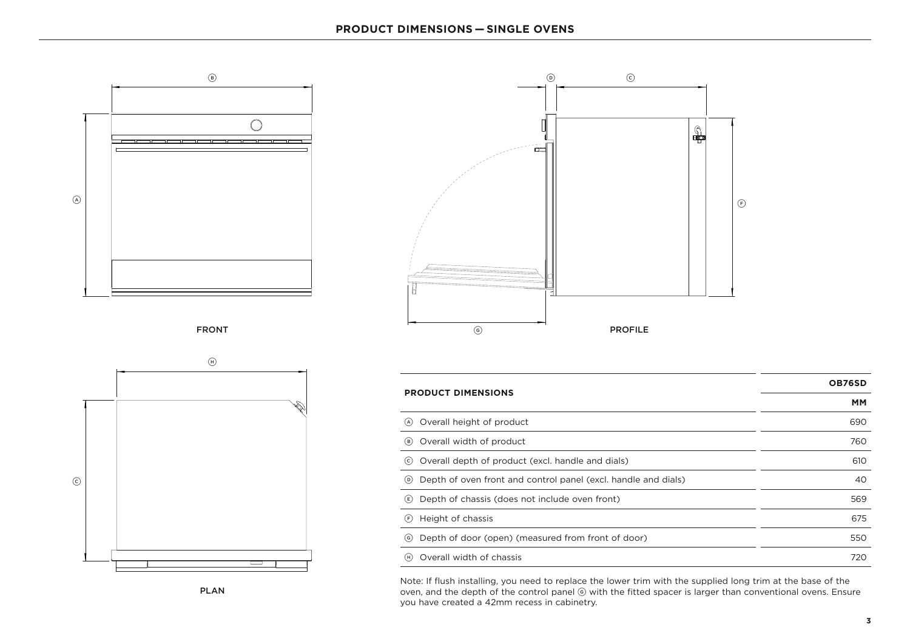## PRODUCT DIMENSIONS — SINGLE OVENS

FRONT

PROFILE

PLAN

| PRODUCT DIMENSIONS | OB76SD |
|---|---|
| | MM |
| Ⓐ Overall height of product | 690 |
| Ⓑ Overall width of product | 760 |
| Ⓒ Overall depth of product (excl. handle and dials) | 610 |
| Ⓓ Depth of oven front and control panel (excl. handle and dials) | 40 |
| Ⓔ Depth of chassis (does not include oven front) | 569 |
| Ⓕ Height of chassis | 675 |
| Ⓖ Depth of door (open) (measured from front of door) | 550 |
| Ⓗ Overall width of chassis | 720 |

Note: If flush installing, you need to replace the lower trim with the supplied long trim at the base of the oven, and the depth of the control panel Ⓖ with the fitted spacer is larger than conventional ovens. Ensure you have created a 42mm recess in cabinetry.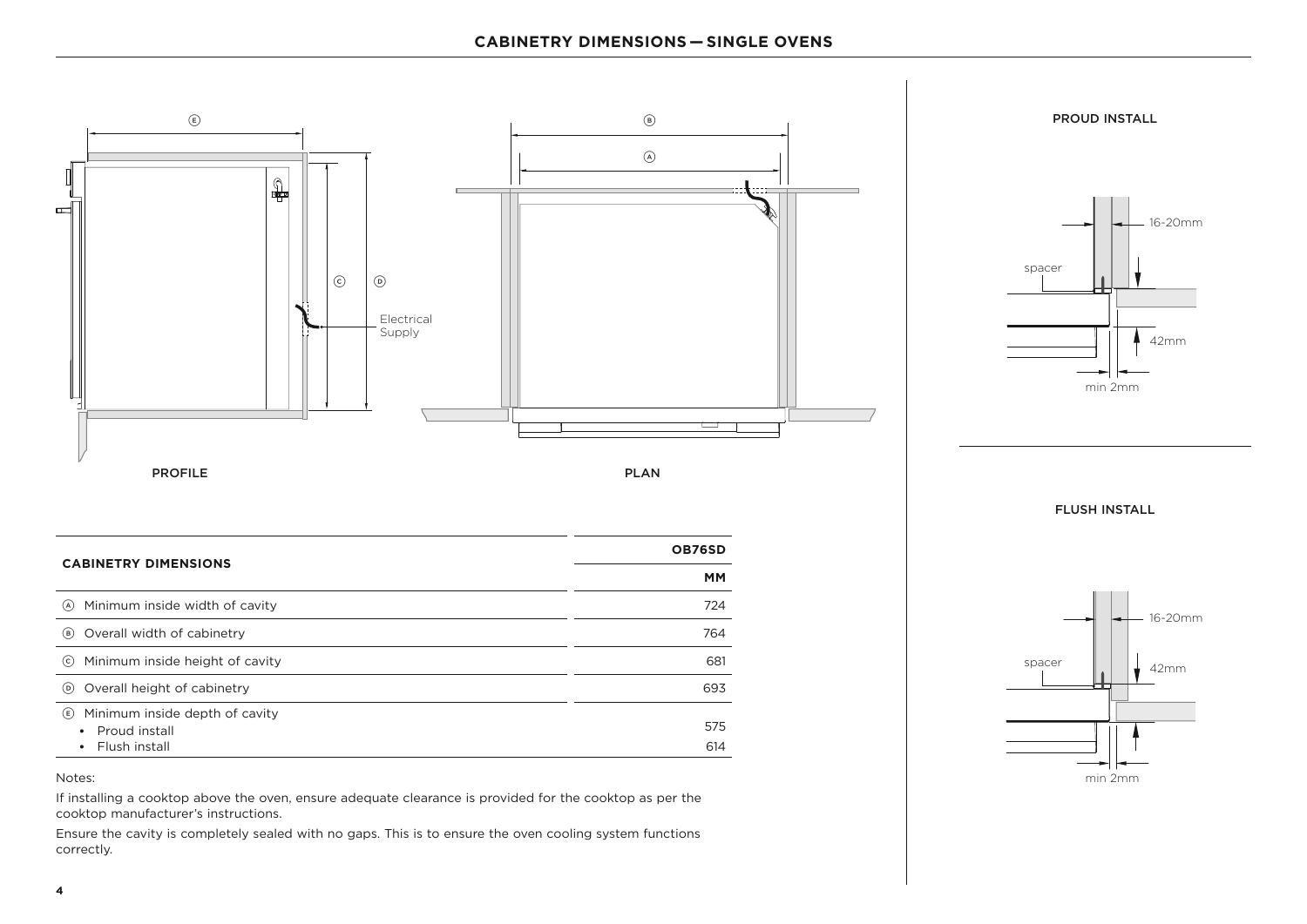## CABINETRY DIMENSIONS — SINGLE OVENS

PROFILE

Electrical Supply

PLAN

PROUD INSTALL

16-20mm

spacer

42mm

min 2mm

FLUSH INSTALL

16-20mm

spacer

42mm

min 2mm

| CABINETRY DIMENSIONS | OB76SD |
|---|---|
| | MM |
| Ⓐ Minimum inside width of cavity | 724 |
| Ⓑ Overall width of cabinetry | 764 |
| Ⓒ Minimum inside height of cavity | 681 |
| Ⓓ Overall height of cabinetry | 693 |
| Ⓔ Minimum inside depth of cavity | |
| • Proud install | 575 |
| • Flush install | 614 |

Notes:

If installing a cooktop above the oven, ensure adequate clearance is provided for the cooktop as per the cooktop manufacturer's instructions.

Ensure the cavity is completely sealed with no gaps. This is to ensure the oven cooling system functions correctly.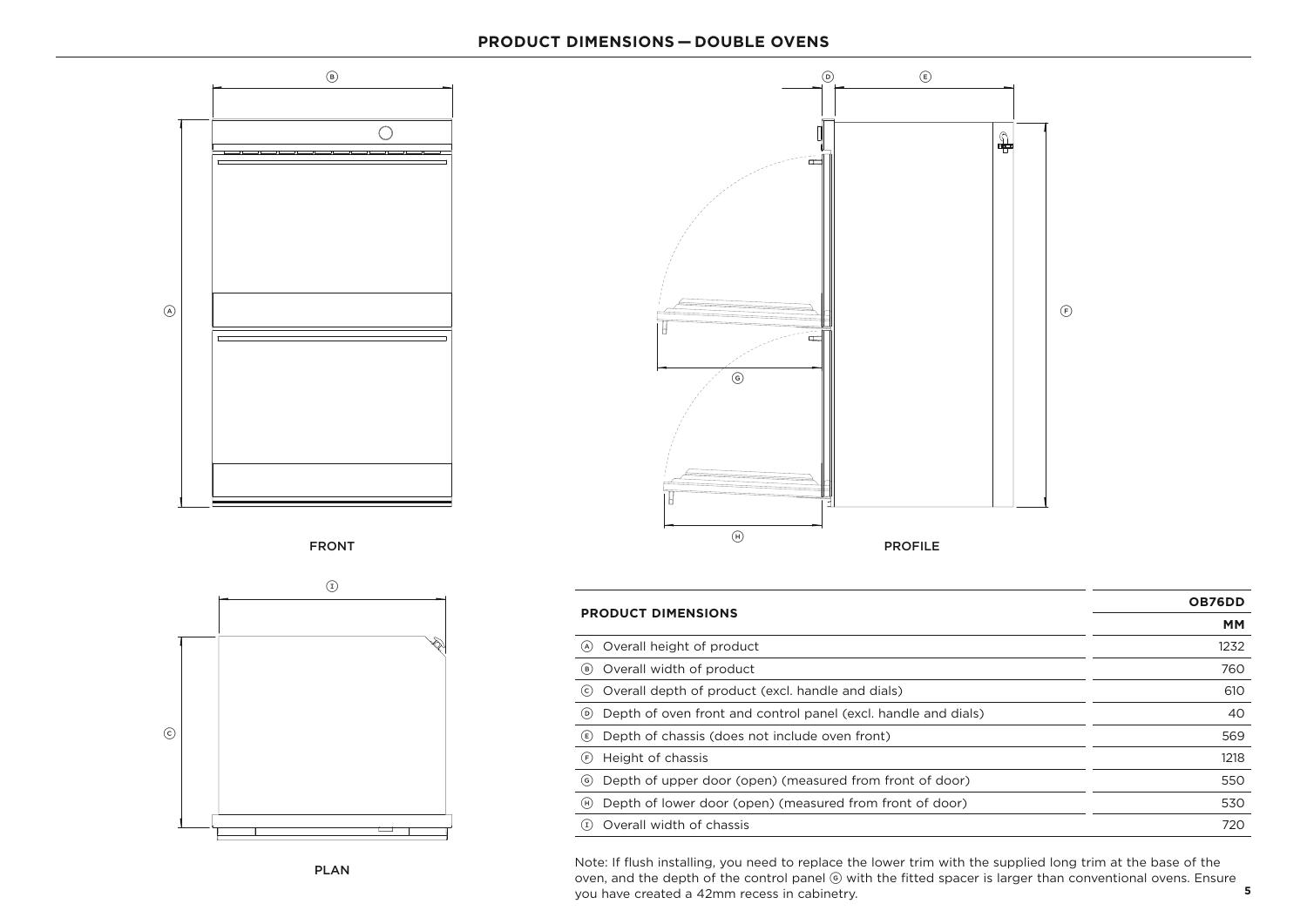## PRODUCT DIMENSIONS — DOUBLE OVENS

FRONT

PROFILE

PLAN

| PRODUCT DIMENSIONS | OB76DD |
|---|---|
| | MM |
| (A) Overall height of product | 1232 |
| (B) Overall width of product | 760 |
| (C) Overall depth of product (excl. handle and dials) | 610 |
| (D) Depth of oven front and control panel (excl. handle and dials) | 40 |
| (E) Depth of chassis (does not include oven front) | 569 |
| (F) Height of chassis | 1218 |
| (G) Depth of upper door (open) (measured from front of door) | 550 |
| (H) Depth of lower door (open) (measured from front of door) | 530 |
| (I) Overall width of chassis | 720 |

Note: If flush installing, you need to replace the lower trim with the supplied long trim at the base of the oven, and the depth of the control panel (G) with the fitted spacer is larger than conventional ovens. Ensure you have created a 42mm recess in cabinetry.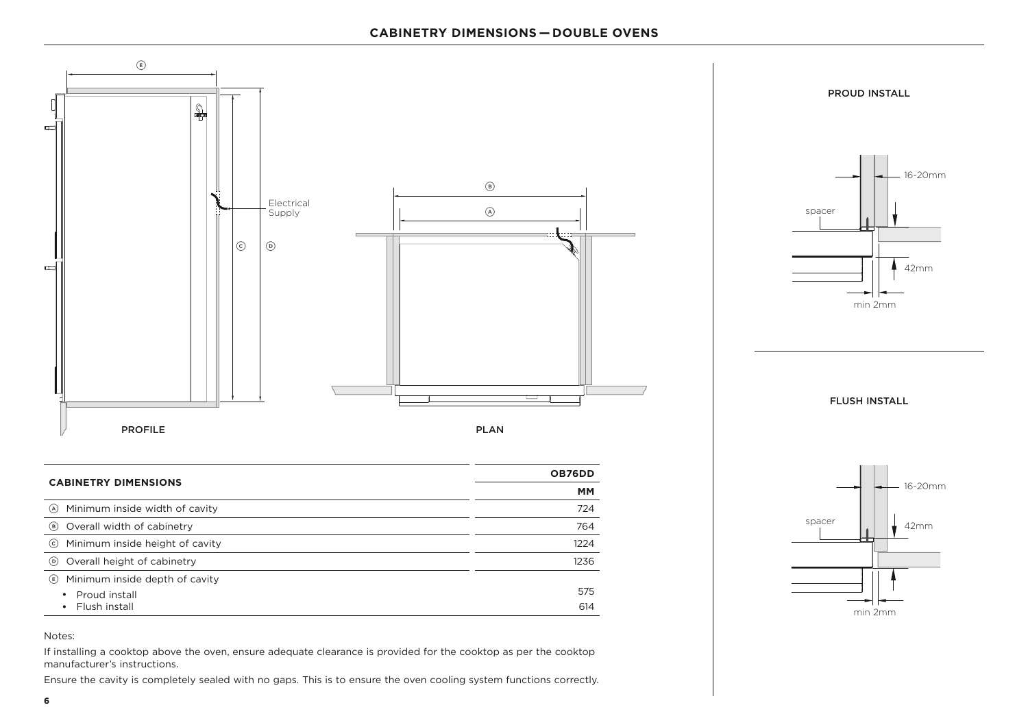## CABINETRY DIMENSIONS — DOUBLE OVENS

PROFILE

PLAN

PROUD INSTALL

FLUSH INSTALL

| CABINETRY DIMENSIONS | OB76DD |
|---|---|
| | MM |
| Ⓐ Minimum inside width of cavity | 724 |
| Ⓑ Overall width of cabinetry | 764 |
| Ⓒ Minimum inside height of cavity | 1224 |
| Ⓓ Overall height of cabinetry | 1236 |
| Ⓔ Minimum inside depth of cavity | |
| • Proud install | 575 |
| • Flush install | 614 |

Notes:

If installing a cooktop above the oven, ensure adequate clearance is provided for the cooktop as per the cooktop manufacturer's instructions.

Ensure the cavity is completely sealed with no gaps. This is to ensure the oven cooling system functions correctly.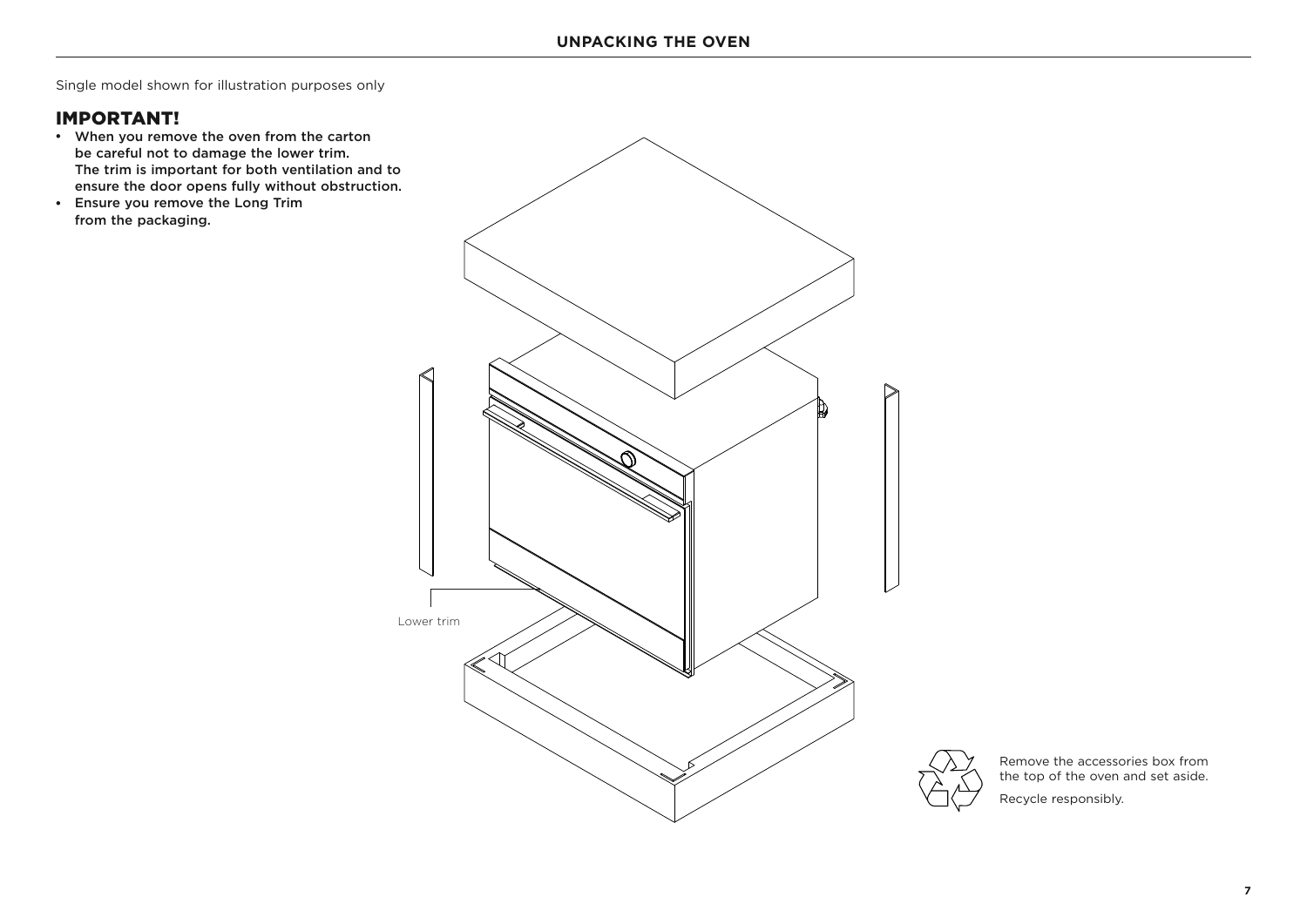# UNPACKING THE OVEN

Single model shown for illustration purposes only

## IMPORTANT!

- **When you remove the oven from the carton be careful not to damage the lower trim. The trim is important for both ventilation and to ensure the door opens fully without obstruction.**
- **Ensure you remove the Long Trim from the packaging.**

Lower trim

Remove the accessories box from the top of the oven and set aside.

Recycle responsibly.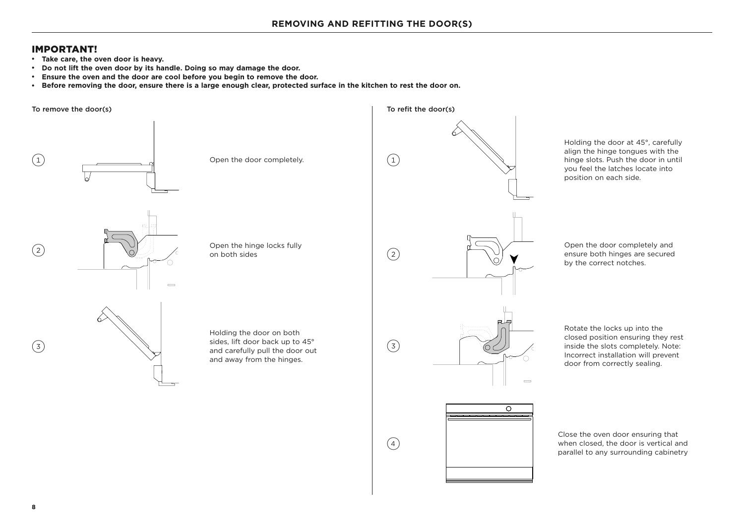## REMOVING AND REFITTING THE DOOR(S)

### IMPORTANT!

- **Take care, the oven door is heavy.**
- **Do not lift the oven door by its handle. Doing so may damage the door.**
- **Ensure the oven and the door are cool before you begin to remove the door.**
- **Before removing the door, ensure there is a large enough clear, protected surface in the kitchen to rest the door on.**

### To remove the door(s)

1. Open the door completely.
2. Open the hinge locks fully on both sides
3. Holding the door on both sides, lift door back up to 45° and carefully pull the door out and away from the hinges.

### To refit the door(s)

1. Holding the door at 45°, carefully align the hinge tongues with the hinge slots. Push the door in until you feel the latches locate into position on each side.
2. Open the door completely and ensure both hinges are secured by the correct notches.
3. Rotate the locks up into the closed position ensuring they rest inside the slots completely. Note: Incorrect installation will prevent door from correctly sealing.
4. Close the oven door ensuring that when closed, the door is vertical and parallel to any surrounding cabinetry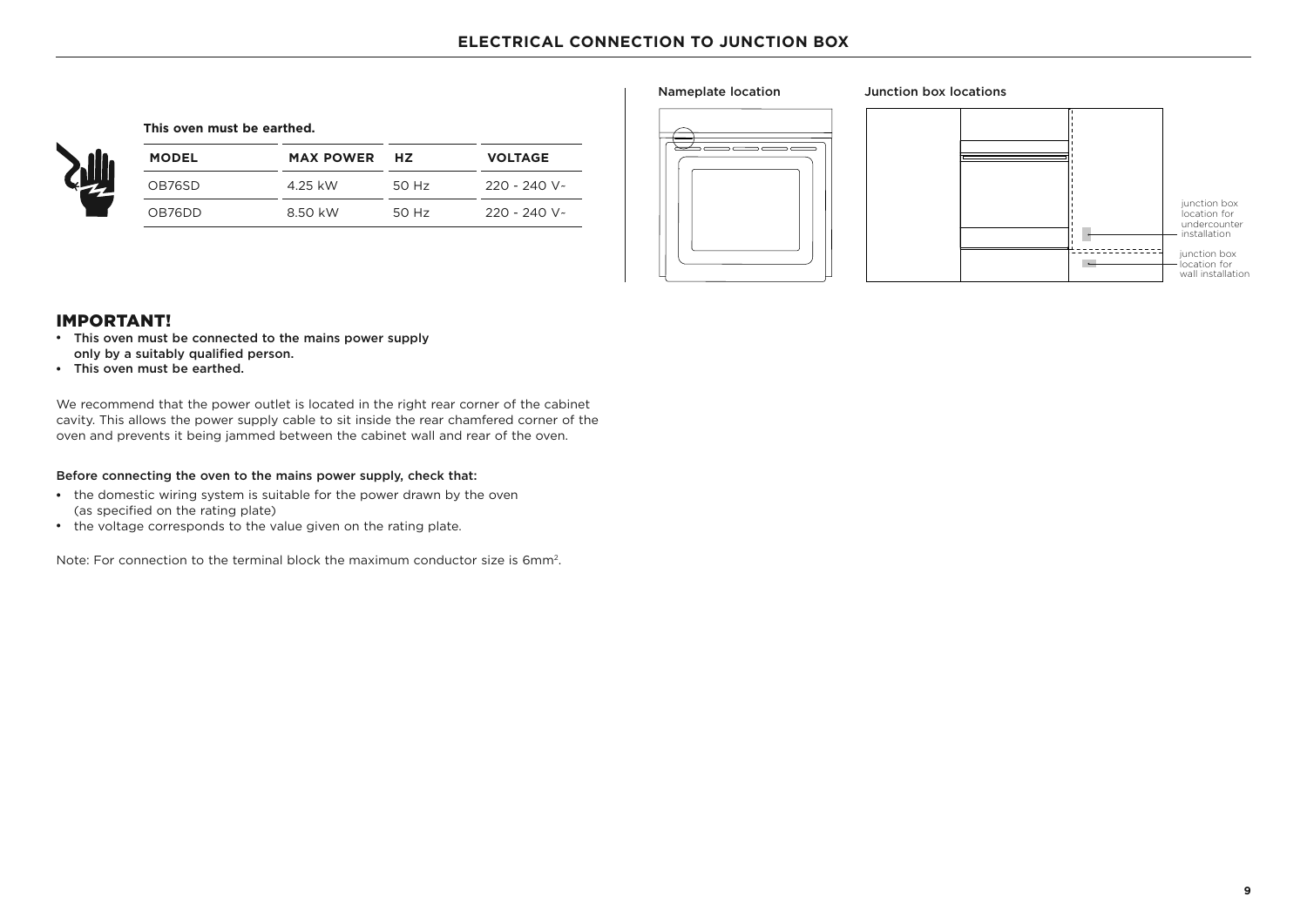## ELECTRICAL CONNECTION TO JUNCTION BOX

**This oven must be earthed.**

| MODEL | MAX POWER | HZ | VOLTAGE |
|---|---|---|---|
| OB76SD | 4.25 kW | 50 Hz | 220 - 240 V~ |
| OB76DD | 8.50 kW | 50 Hz | 220 - 240 V~ |

Nameplate location

Junction box locations

junction box location for undercounter installation

junction box location for wall installation

## IMPORTANT!

- This oven must be connected to the mains power supply only by a suitably qualified person.
- This oven must be earthed.

We recommend that the power outlet is located in the right rear corner of the cabinet cavity. This allows the power supply cable to sit inside the rear chamfered corner of the oven and prevents it being jammed between the cabinet wall and rear of the oven.

Before connecting the oven to the mains power supply, check that:

- the domestic wiring system is suitable for the power drawn by the oven (as specified on the rating plate)
- the voltage corresponds to the value given on the rating plate.

Note: For connection to the terminal block the maximum conductor size is $6mm^2$.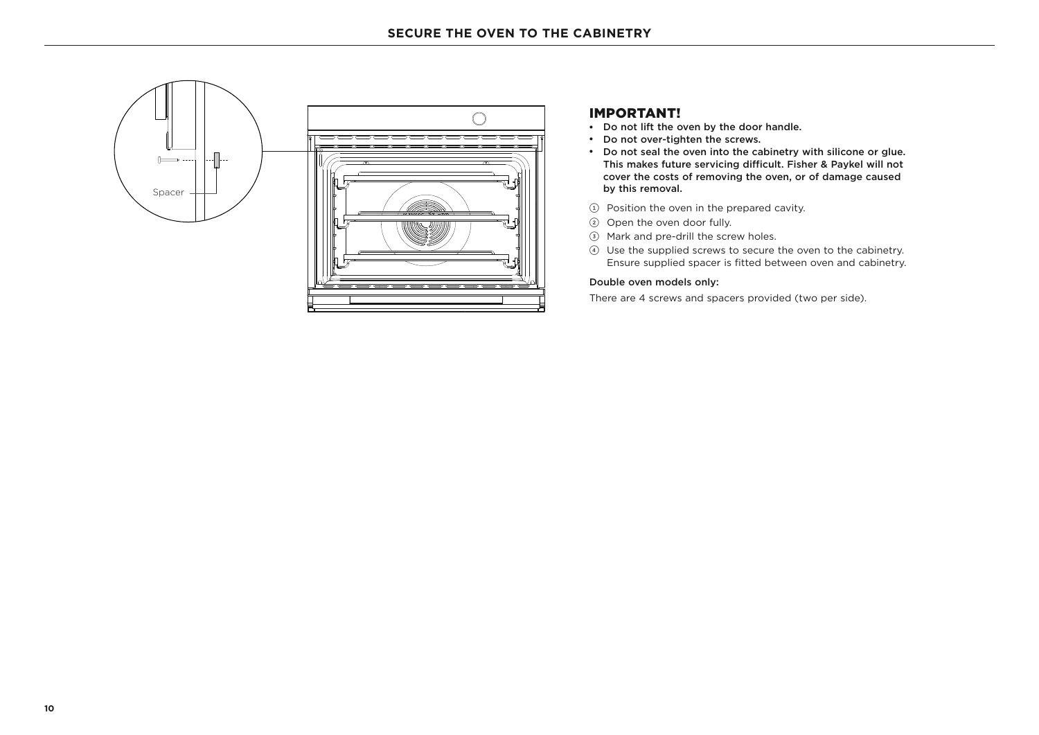## SECURE THE OVEN TO THE CABINETRY

Spacer

### IMPORTANT!

- **Do not lift the oven by the door handle.**
- **Do not over-tighten the screws.**
- **Do not seal the oven into the cabinetry with silicone or glue. This makes future servicing difficult. Fisher & Paykel will not cover the costs of removing the oven, or of damage caused by this removal.**

1. Position the oven in the prepared cavity.
2. Open the oven door fully.
3. Mark and pre-drill the screw holes.
4. Use the supplied screws to secure the oven to the cabinetry. Ensure supplied spacer is fitted between oven and cabinetry.

**Double oven models only:**

There are 4 screws and spacers provided (two per side).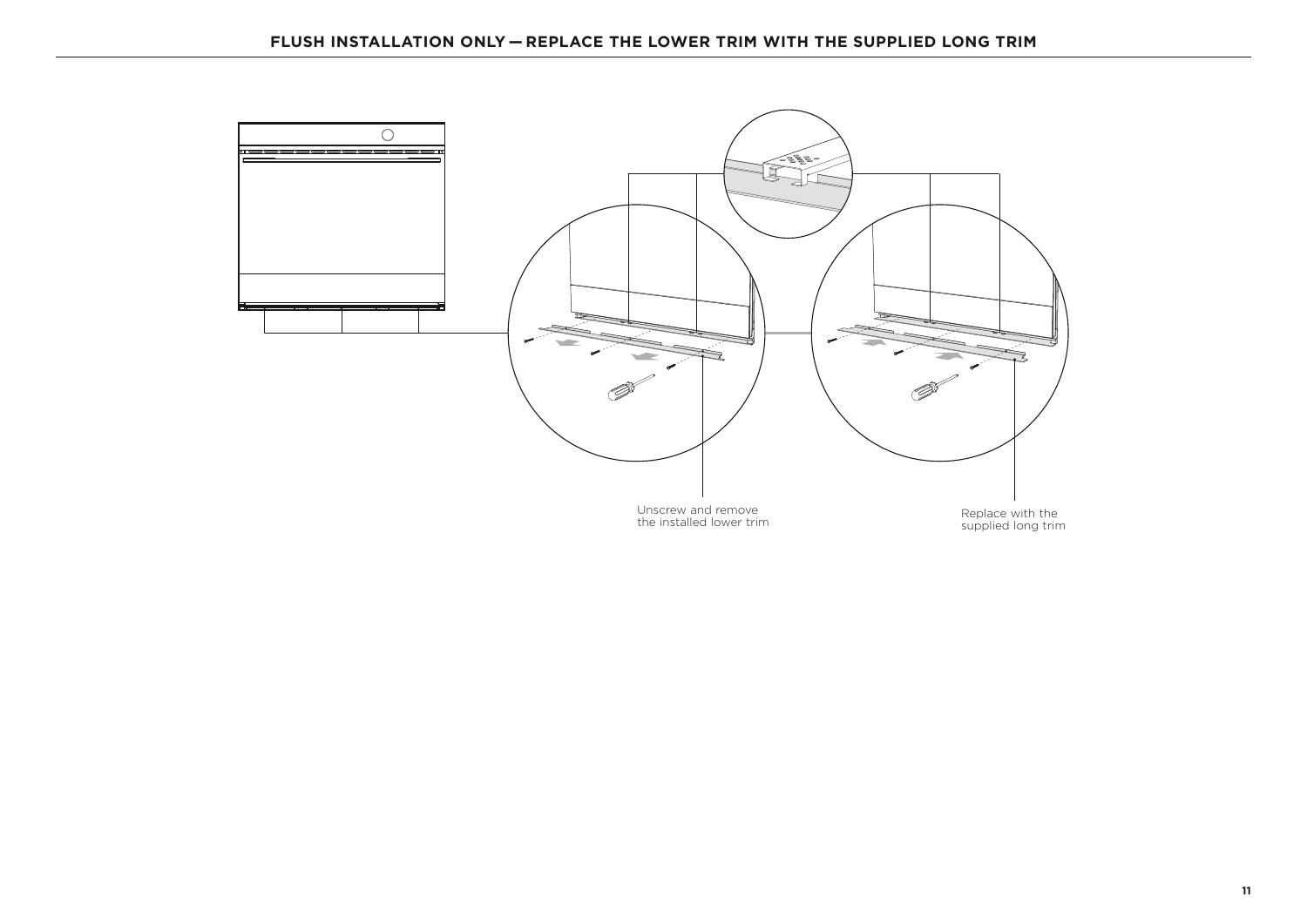## FLUSH INSTALLATION ONLY — REPLACE THE LOWER TRIM WITH THE SUPPLIED LONG TRIM

Unscrew and remove the installed lower trim

Replace with the supplied long trim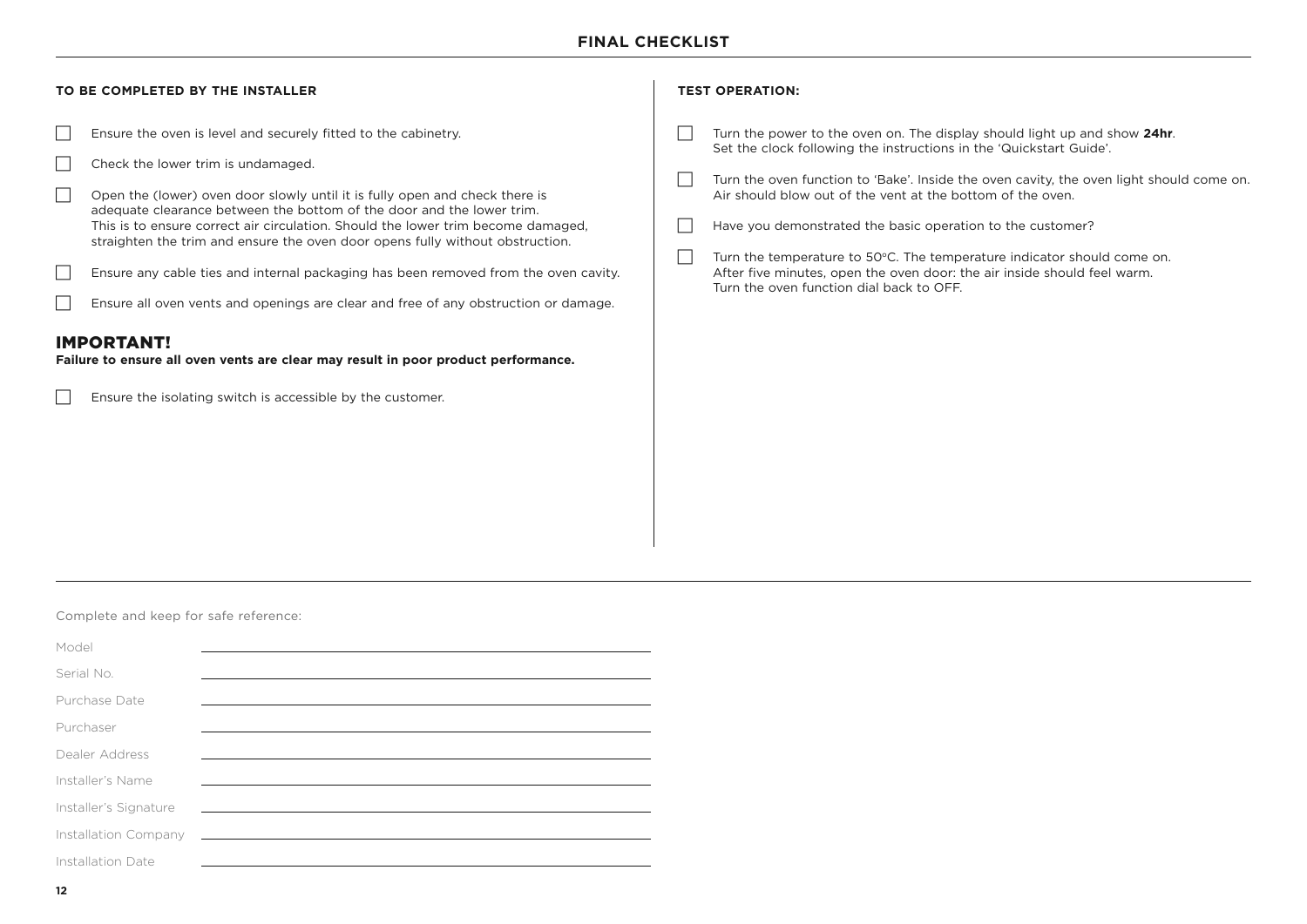# FINAL CHECKLIST

## TO BE COMPLETED BY THE INSTALLER

- [ ] Ensure the oven is level and securely fitted to the cabinetry.
- [ ] Check the lower trim is undamaged.
- [ ] Open the (lower) oven door slowly until it is fully open and check there is adequate clearance between the bottom of the door and the lower trim. This is to ensure correct air circulation. Should the lower trim become damaged, straighten the trim and ensure the oven door opens fully without obstruction.
- [ ] Ensure any cable ties and internal packaging has been removed from the oven cavity.
- [ ] Ensure all oven vents and openings are clear and free of any obstruction or damage.

## IMPORTANT!

**Failure to ensure all oven vents are clear may result in poor product performance.**

- [ ] Ensure the isolating switch is accessible by the customer.

## TEST OPERATION:

- [ ] Turn the power to the oven on. The display should light up and show **24hr**. Set the clock following the instructions in the 'Quickstart Guide'.
- [ ] Turn the oven function to 'Bake'. Inside the oven cavity, the oven light should come on. Air should blow out of the vent at the bottom of the oven.
- [ ] Have you demonstrated the basic operation to the customer?
- [ ] Turn the temperature to 50ºC. The temperature indicator should come on. After five minutes, open the oven door: the air inside should feel warm. Turn the oven function dial back to OFF.

---

Complete and keep for safe reference:

Model ______________________________

Serial No. ______________________________

Purchase Date ______________________________

Purchaser ______________________________

Dealer Address ______________________________

Installer's Name ______________________________

Installer's Signature ______________________________

Installation Company ______________________________

Installation Date ______________________________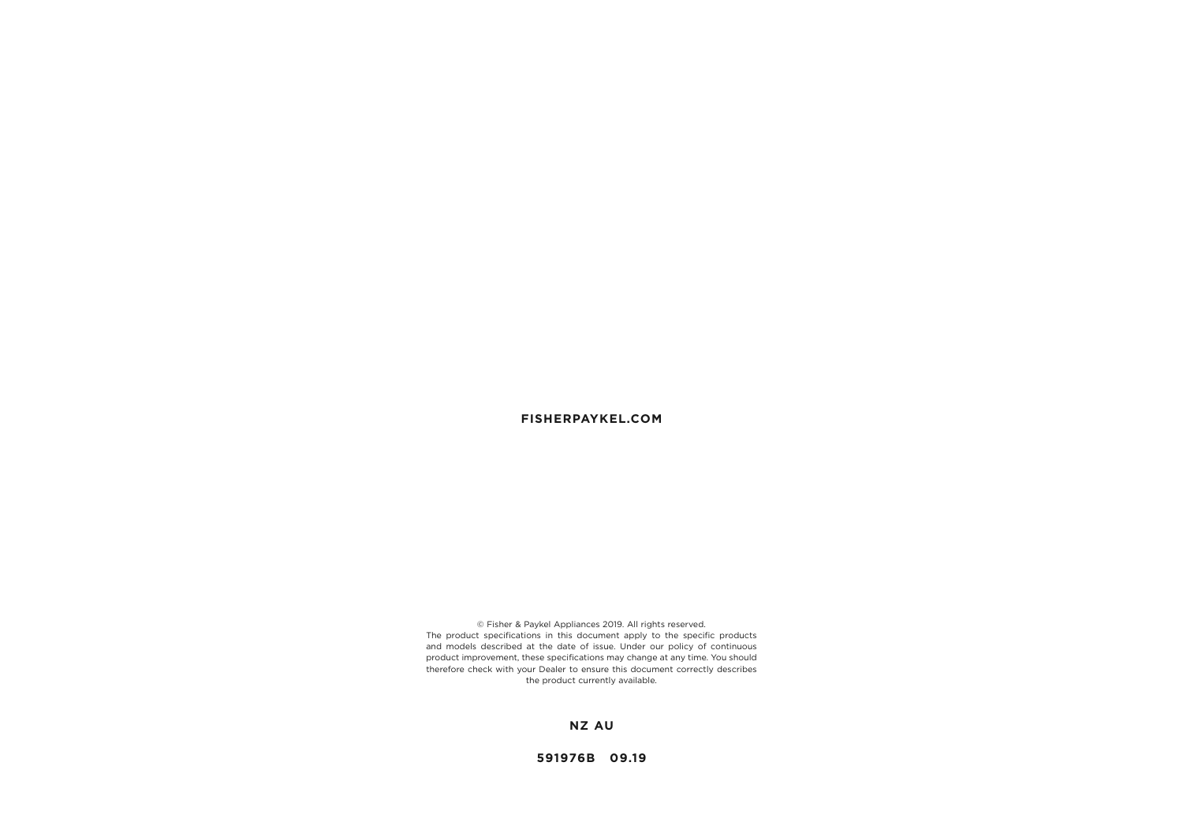**FISHERPAYKEL.COM**

© Fisher & Paykel Appliances 2019. All rights reserved.
The product specifications in this document apply to the specific products and models described at the date of issue. Under our policy of continuous product improvement, these specifications may change at any time. You should therefore check with your Dealer to ensure this document correctly describes the product currently available.

**NZ AU**

**591976B 09.19**